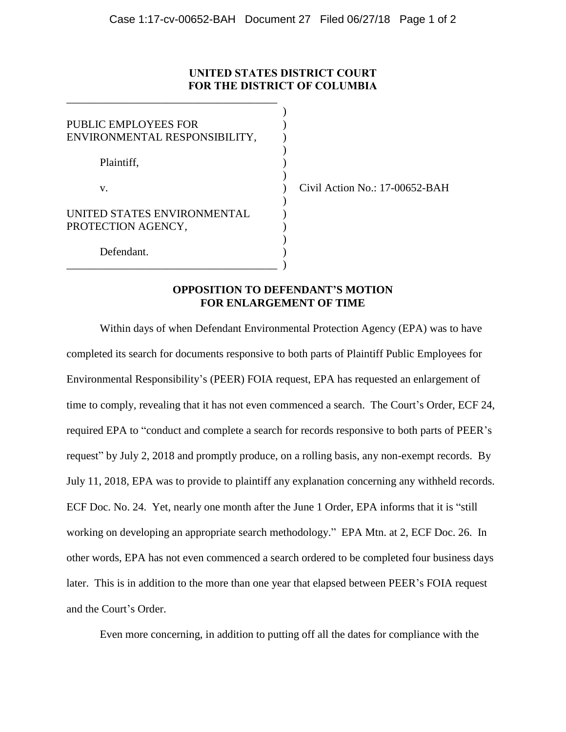**UNITED STATES DISTRICT COURT**
**FOR THE DISTRICT OF COLUMBIA**

PUBLIC EMPLOYEES FOR ENVIRONMENTAL RESPONSIBILITY,

Plaintiff,

v.

UNITED STATES ENVIRONMENTAL PROTECTION AGENCY,

Defendant.

Civil Action No.: 17-00652-BAH

**OPPOSITION TO DEFENDANT'S MOTION FOR ENLARGEMENT OF TIME**

Within days of when Defendant Environmental Protection Agency (EPA) was to have completed its search for documents responsive to both parts of Plaintiff Public Employees for Environmental Responsibility's (PEER) FOIA request, EPA has requested an enlargement of time to comply, revealing that it has not even commenced a search. The Court's Order, ECF 24, required EPA to "conduct and complete a search for records responsive to both parts of PEER's request" by July 2, 2018 and promptly produce, on a rolling basis, any non-exempt records. By July 11, 2018, EPA was to provide to plaintiff any explanation concerning any withheld records. ECF Doc. No. 24. Yet, nearly one month after the June 1 Order, EPA informs that it is "still working on developing an appropriate search methodology." EPA Mtn. at 2, ECF Doc. 26. In other words, EPA has not even commenced a search ordered to be completed four business days later. This is in addition to the more than one year that elapsed between PEER's FOIA request and the Court's Order.

Even more concerning, in addition to putting off all the dates for compliance with the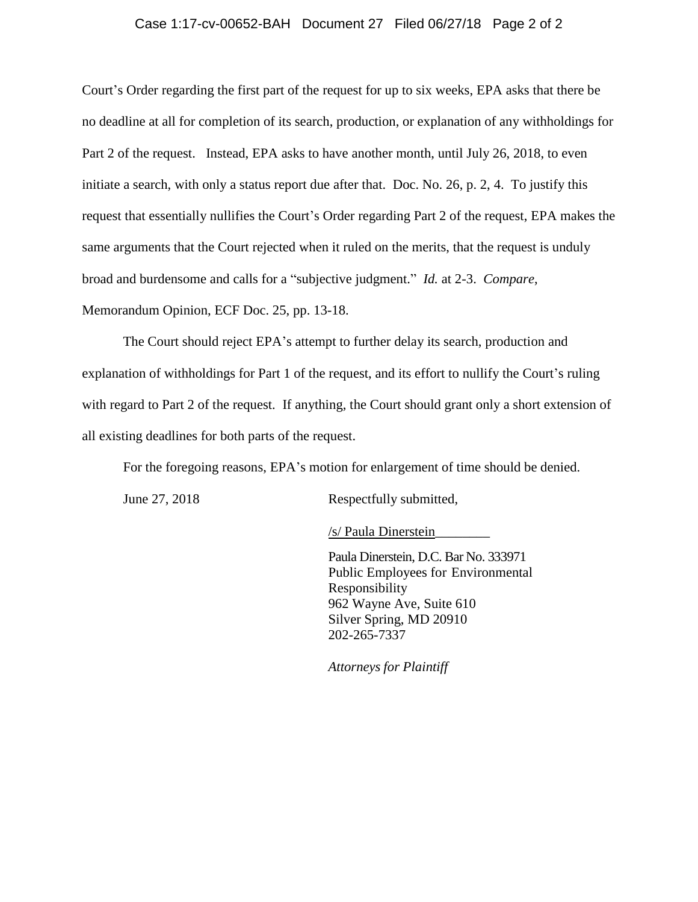Court's Order regarding the first part of the request for up to six weeks, EPA asks that there be no deadline at all for completion of its search, production, or explanation of any withholdings for Part 2 of the request. Instead, EPA asks to have another month, until July 26, 2018, to even initiate a search, with only a status report due after that. Doc. No. 26, p. 2, 4. To justify this request that essentially nullifies the Court's Order regarding Part 2 of the request, EPA makes the same arguments that the Court rejected when it ruled on the merits, that the request is unduly broad and burdensome and calls for a "subjective judgment." *Id.* at 2-3. *Compare*, Memorandum Opinion, ECF Doc. 25, pp. 13-18.

The Court should reject EPA's attempt to further delay its search, production and explanation of withholdings for Part 1 of the request, and its effort to nullify the Court's ruling with regard to Part 2 of the request. If anything, the Court should grant only a short extension of all existing deadlines for both parts of the request.

For the foregoing reasons, EPA's motion for enlargement of time should be denied.

June 27, 2018

Respectfully submitted,

/s/ Paula Dinerstein________

Paula Dinerstein, D.C. Bar No. 333971
Public Employees for Environmental Responsibility
962 Wayne Ave, Suite 610
Silver Spring, MD 20910
202-265-7337

*Attorneys for Plaintiff*